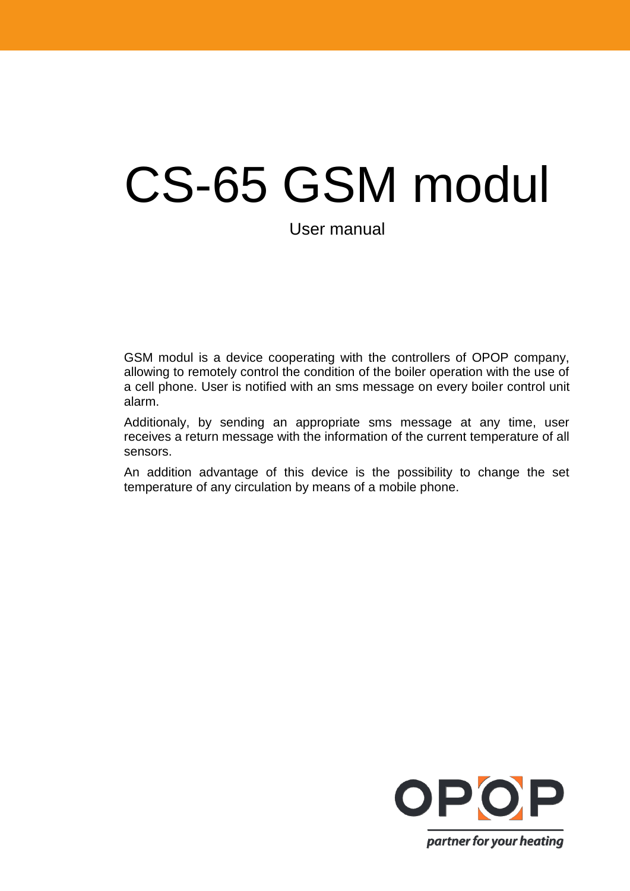# CS-65 GSM modul

User manual

GSM modul is a device cooperating with the controllers of OPOP company, allowing to remotely control the condition of the boiler operation with the use of a cell phone. User is notified with an sms message on every boiler control unit alarm.

Additionaly, by sending an appropriate sms message at any time, user receives a return message with the information of the current temperature of all sensors.

An addition advantage of this device is the possibility to change the set temperature of any circulation by means of a mobile phone.

OPOP

partner for your heating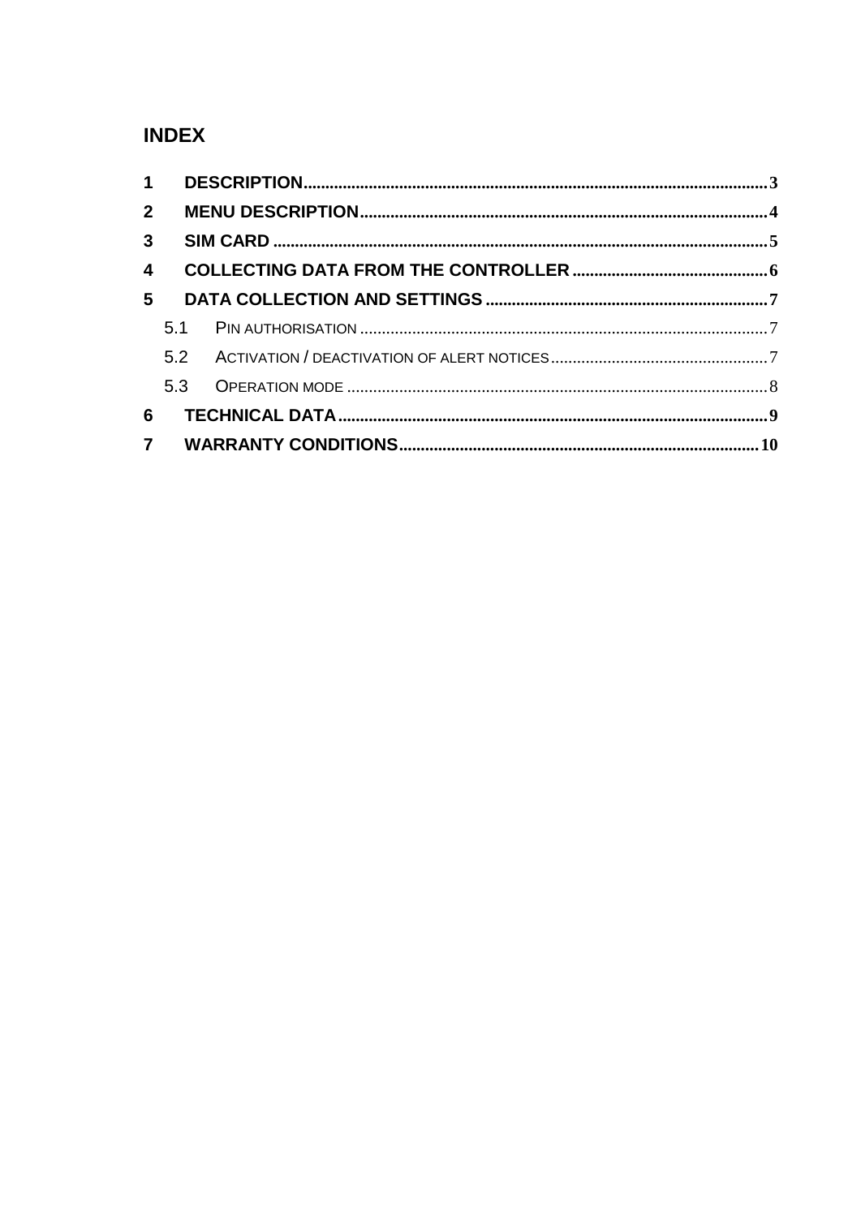# INDEX

| | | |
|---|---|---|
| **1** | **DESCRIPTION** | **3** |
| **2** | **MENU DESCRIPTION** | **4** |
| **3** | **SIM CARD** | **5** |
| **4** | **COLLECTING DATA FROM THE CONTROLLER** | **6** |
| **5** | **DATA COLLECTION AND SETTINGS** | **7** |
| 5.1 | PIN AUTHORISATION | 7 |
| 5.2 | ACTIVATION / DEACTIVATION OF ALERT NOTICES | 7 |
| 5.3 | OPERATION MODE | 8 |
| **6** | **TECHNICAL DATA** | **9** |
| **7** | **WARRANTY CONDITIONS** | **10** |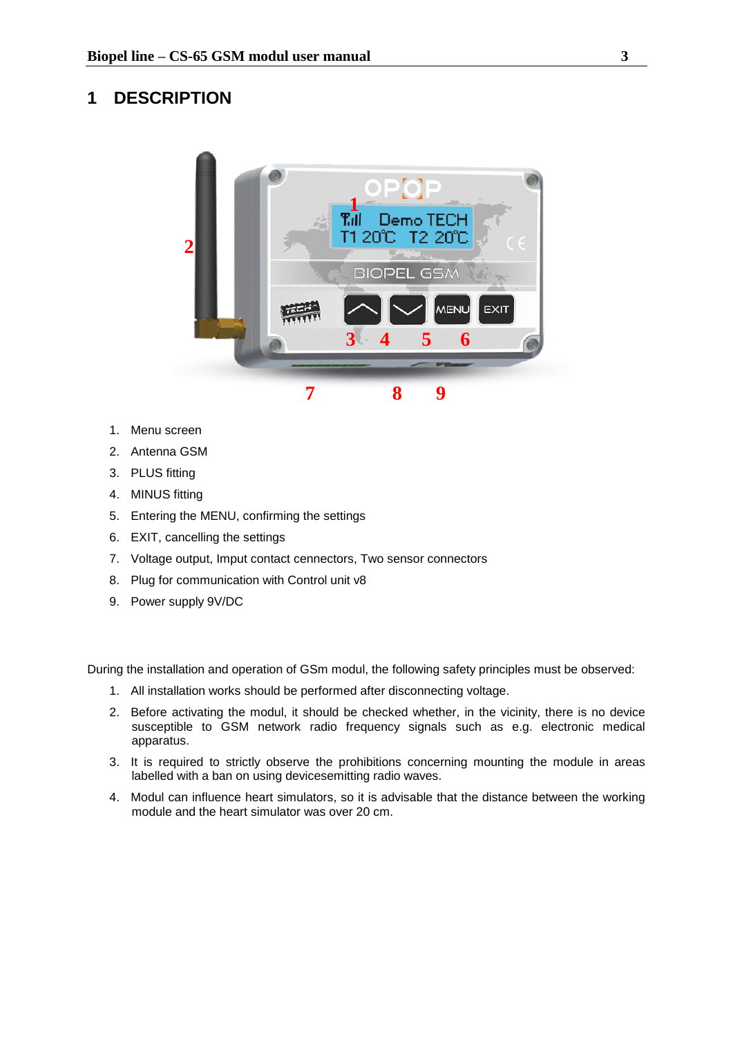# 1 DESCRIPTION

1. Menu screen
2. Antenna GSM
3. PLUS fitting
4. MINUS fitting
5. Entering the MENU, confirming the settings
6. EXIT, cancelling the settings
7. Voltage output, Imput contact connectors, Two sensor connectors
8. Plug for communication with Control unit v8
9. Power supply 9V/DC

During the installation and operation of GSm modul, the following safety principles must be observed:

1. All installation works should be performed after disconnecting voltage.
2. Before activating the modul, it should be checked whether, in the vicinity, there is no device susceptible to GSM network radio frequency signals such as e.g. electronic medical apparatus.
3. It is required to strictly observe the prohibitions concerning mounting the module in areas labelled with a ban on using devicesemitting radio waves.
4. Modul can influence heart simulators, so it is advisable that the distance between the working module and the heart simulator was over 20 cm.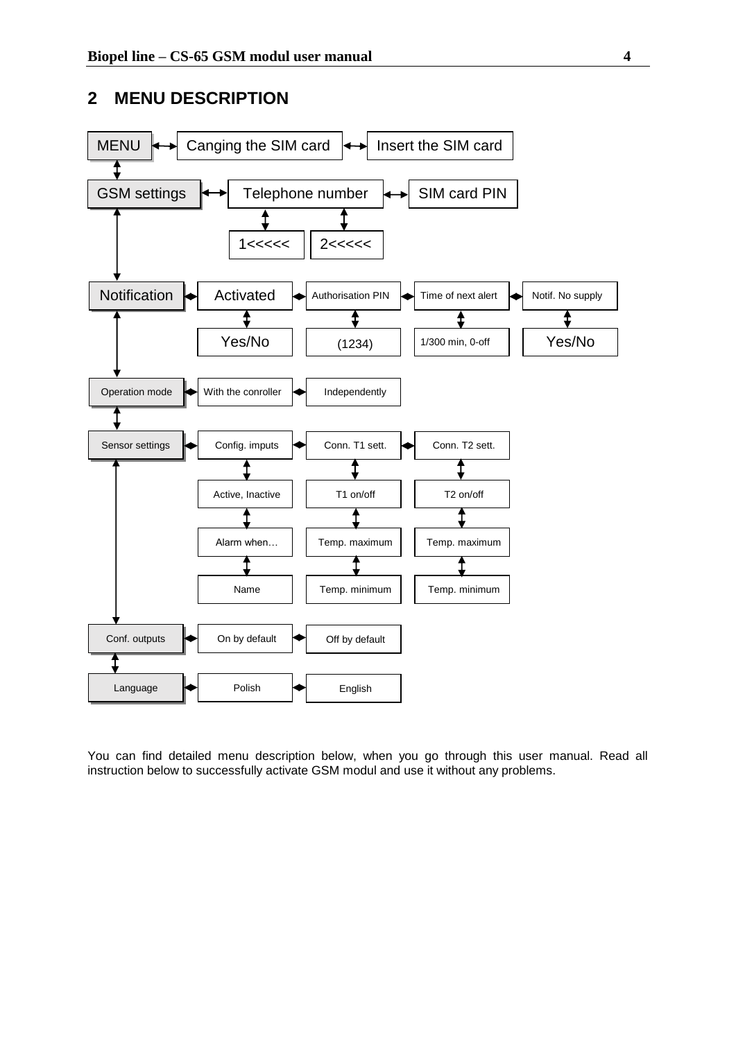## 2 MENU DESCRIPTION

- MENU ↔ Canging the SIM card ↔ Insert the SIM card
- GSM settings ↔ Telephone number ↔ SIM card PIN
  - Telephone number: 1<<<<<, 2<<<<<
- Notification ↔ Activated ↔ Authorisation PIN ↔ Time of next alert ↔ Notif. No supply
  - Activated: Yes/No
  - Authorisation PIN: (1234)
  - Time of next alert: 1/300 min, 0-off
  - Notif. No supply: Yes/No
- Operation mode ↔ With the conroller ↔ Independently
- Sensor settings ↔ Config. imputs ↔ Conn. T1 sett. ↔ Conn. T2 sett.
  - Config. imputs: Active, Inactive → Alarm when… → Name
  - Conn. T1 sett.: T1 on/off → Temp. maximum → Temp. minimum
  - Conn. T2 sett.: T2 on/off → Temp. maximum → Temp. minimum
- Conf. outputs ↔ On by default ↔ Off by default
- Language ↔ Polish ↔ English

You can find detailed menu description below, when you go through this user manual. Read all instruction below to successfully activate GSM modul and use it without any problems.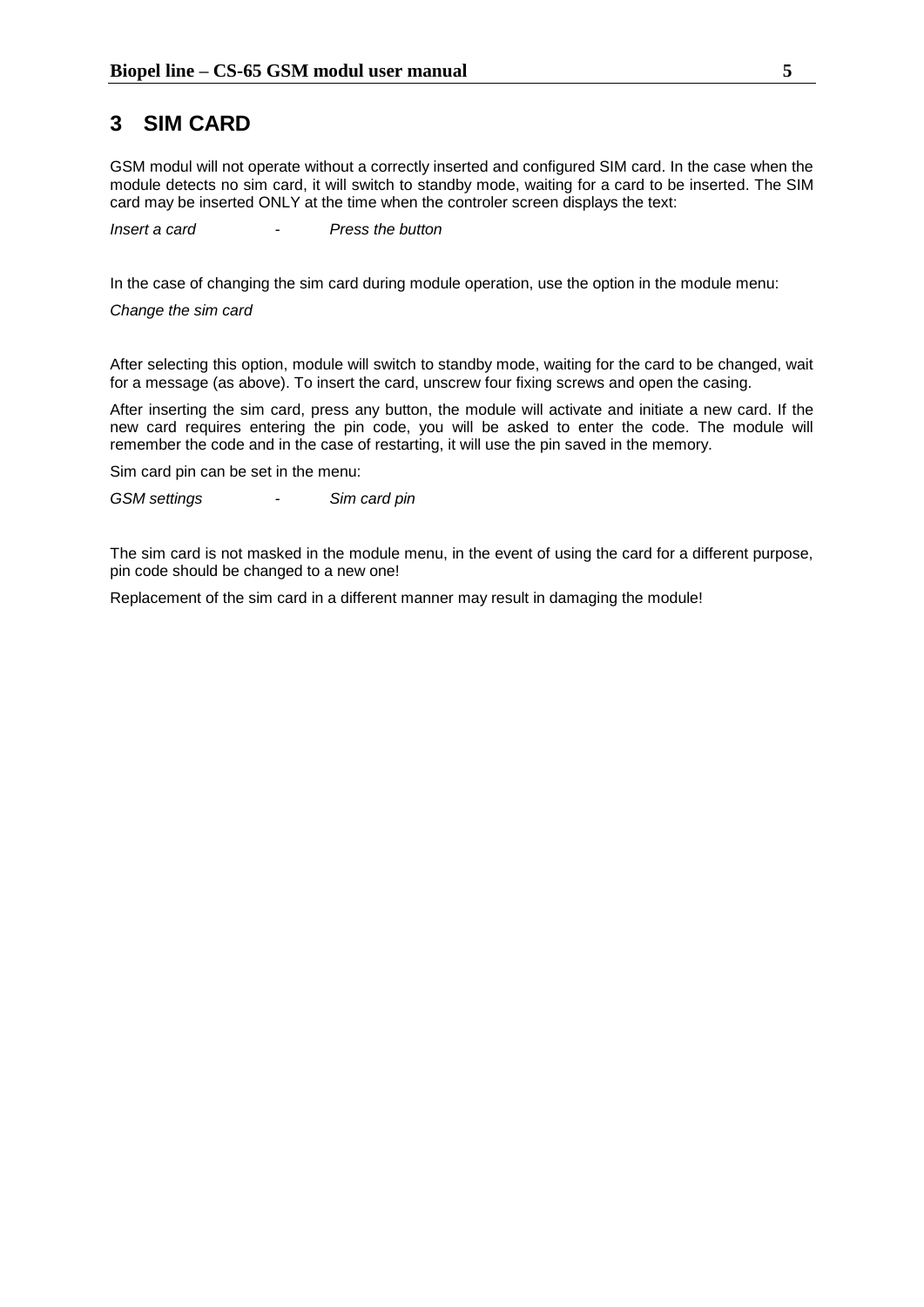# 3 SIM CARD

GSM modul will not operate without a correctly inserted and configured SIM card. In the case when the module detects no sim card, it will switch to standby mode, waiting for a card to be inserted. The SIM card may be inserted ONLY at the time when the controler screen displays the text:

*Insert a card - Press the button*

In the case of changing the sim card during module operation, use the option in the module menu:

*Change the sim card*

After selecting this option, module will switch to standby mode, waiting for the card to be changed, wait for a message (as above). To insert the card, unscrew four fixing screws and open the casing.

After inserting the sim card, press any button, the module will activate and initiate a new card. If the new card requires entering the pin code, you will be asked to enter the code. The module will remember the code and in the case of restarting, it will use the pin saved in the memory.

Sim card pin can be set in the menu:

*GSM settings - Sim card pin*

The sim card is not masked in the module menu, in the event of using the card for a different purpose, pin code should be changed to a new one!

Replacement of the sim card in a different manner may result in damaging the module!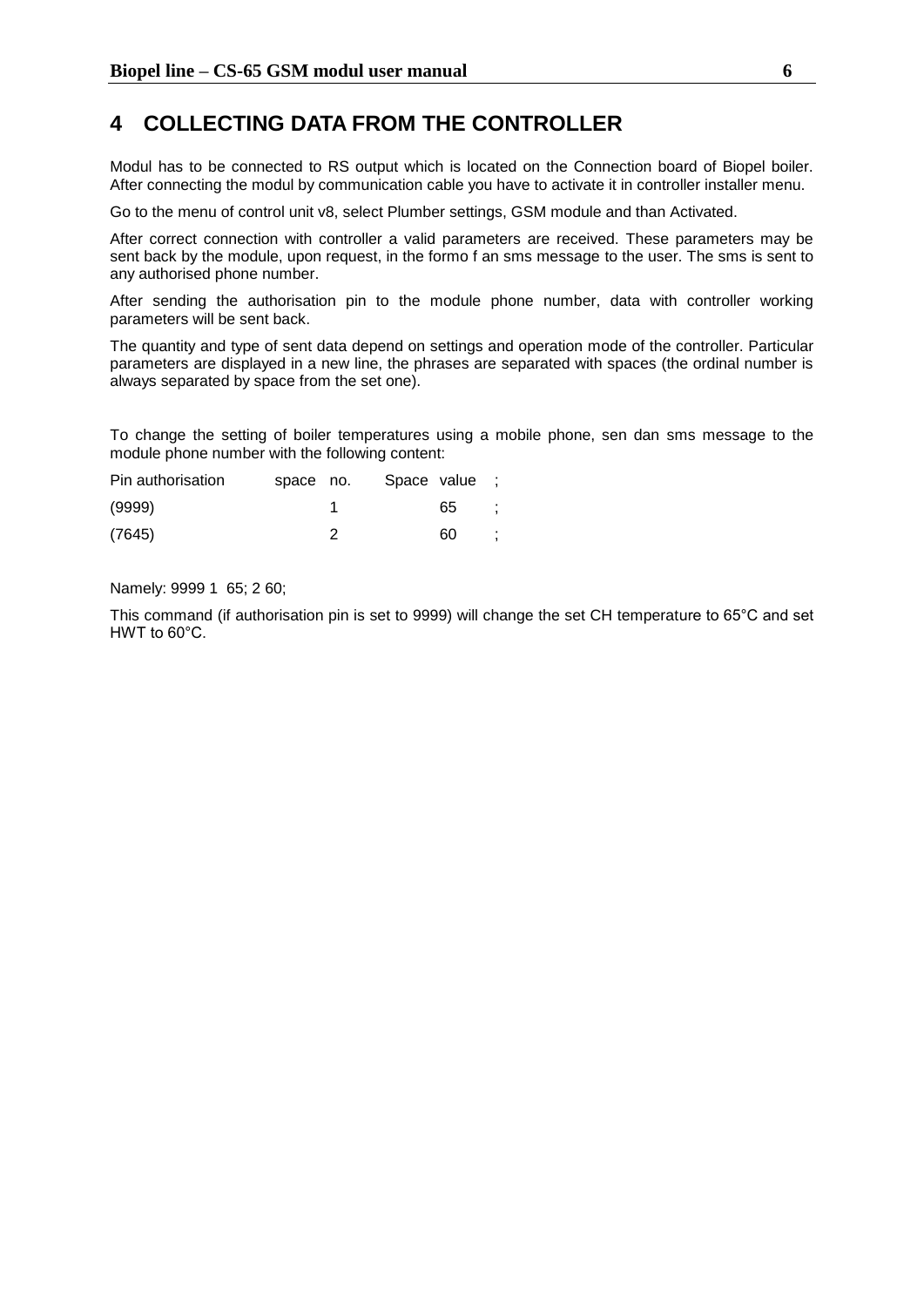# 4 COLLECTING DATA FROM THE CONTROLLER

Modul has to be connected to RS output which is located on the Connection board of Biopel boiler. After connecting the modul by communication cable you have to activate it in controller installer menu.

Go to the menu of control unit v8, select Plumber settings, GSM module and than Activated.

After correct connection with controller a valid parameters are received. These parameters may be sent back by the module, upon request, in the formo f an sms message to the user. The sms is sent to any authorised phone number.

After sending the authorisation pin to the module phone number, data with controller working parameters will be sent back.

The quantity and type of sent data depend on settings and operation mode of the controller. Particular parameters are displayed in a new line, the phrases are separated with spaces (the ordinal number is always separated by space from the set one).

To change the setting of boiler temperatures using a mobile phone, sen dan sms message to the module phone number with the following content:

| Pin authorisation | space | no. | Space | value | ; |
|---|---|---|---|---|---|
| (9999) | | 1 | | 65 | ; |
| (7645) | | 2 | | 60 | ; |

Namely: 9999 1 65; 2 60;

This command (if authorisation pin is set to 9999) will change the set CH temperature to 65°C and set HWT to 60°C.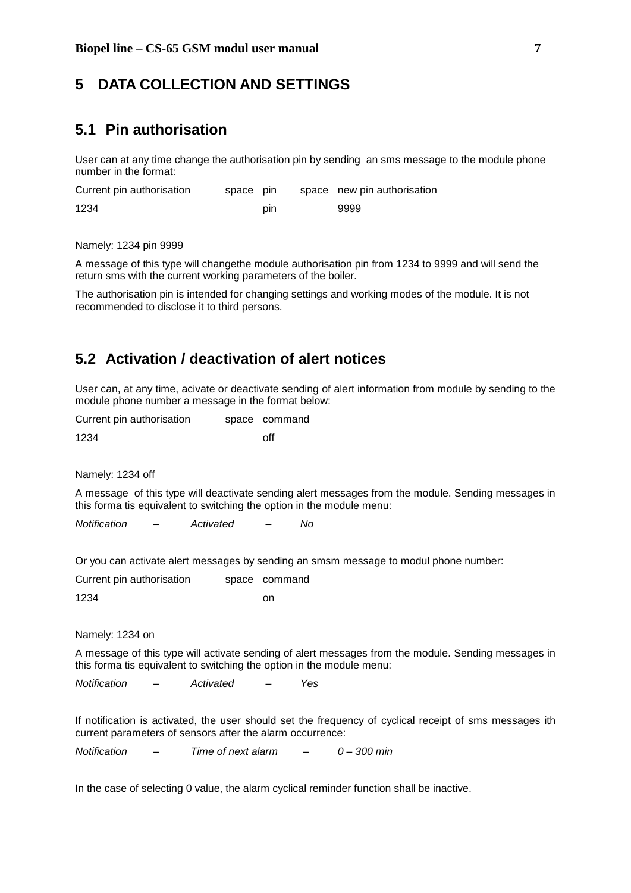# 5 DATA COLLECTION AND SETTINGS

## 5.1 Pin authorisation

User can at any time change the authorisation pin by sending an sms message to the module phone number in the format:

| Current pin authorisation | space | pin | space | new pin authorisation |
|---|---|---|---|---|
| 1234 | | pin | | 9999 |

Namely: 1234 pin 9999

A message of this type will changethe module authorisation pin from 1234 to 9999 and will send the return sms with the current working parameters of the boiler.

The authorisation pin is intended for changing settings and working modes of the module. It is not recommended to disclose it to third persons.

## 5.2 Activation / deactivation of alert notices

User can, at any time, acivate or deactivate sending of alert information from module by sending to the module phone number a message in the format below:

| Current pin authorisation | space | command |
|---|---|---|
| 1234 | | off |

Namely: 1234 off

A message of this type will deactivate sending alert messages from the module. Sending messages in this forma tis equivalent to switching the option in the module menu:

*Notification – Activated – No*

Or you can activate alert messages by sending an smsm message to modul phone number:

| Current pin authorisation | space | command |
|---|---|---|
| 1234 | | on |

Namely: 1234 on

A message of this type will activate sending of alert messages from the module. Sending messages in this forma tis equivalent to switching the option in the module menu:

*Notification – Activated – Yes*

If notification is activated, the user should set the frequency of cyclical receipt of sms messages ith current parameters of sensors after the alarm occurrence:

*Notification – Time of next alarm – 0 – 300 min*

In the case of selecting 0 value, the alarm cyclical reminder function shall be inactive.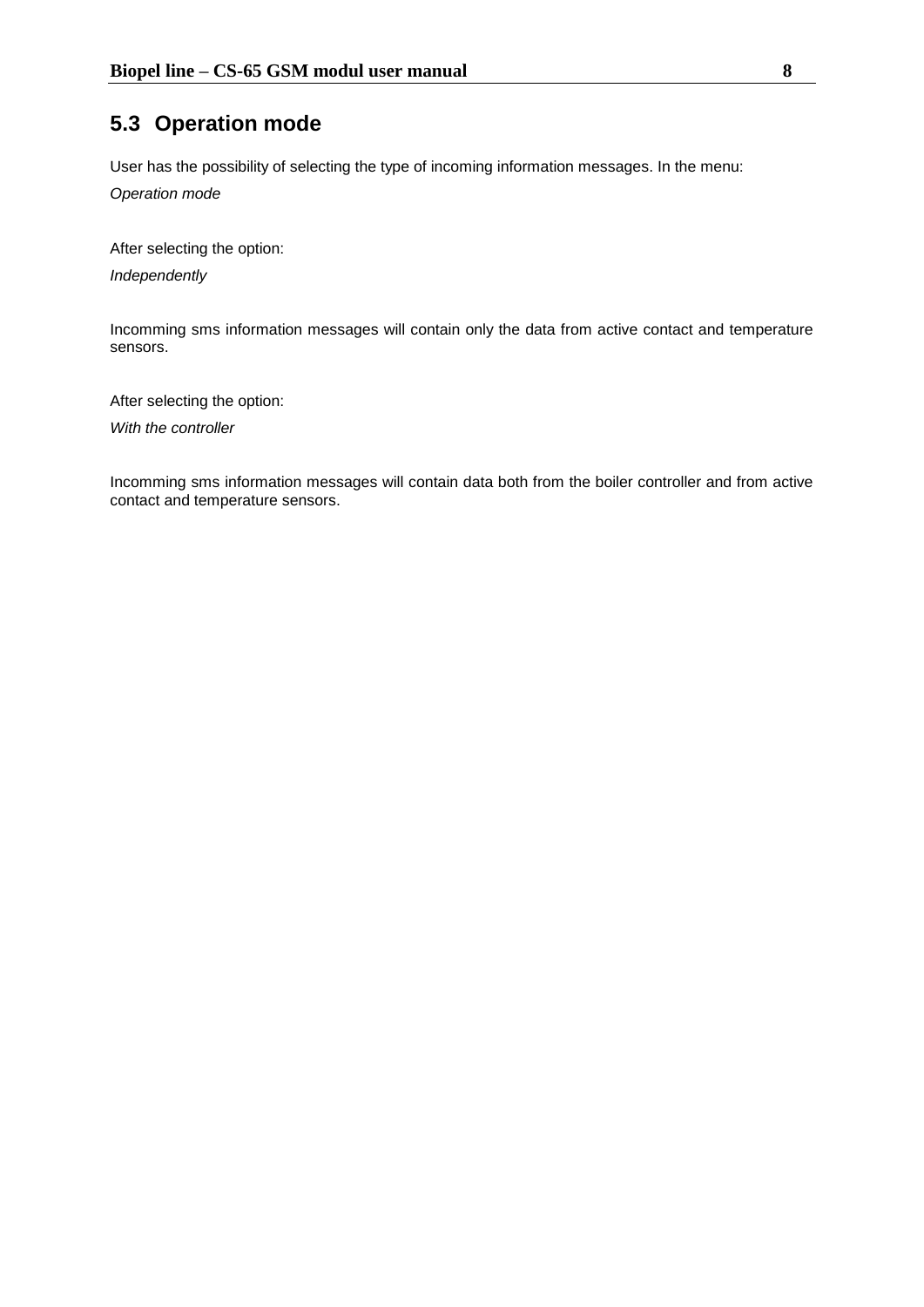## 5.3 Operation mode

User has the possibility of selecting the type of incoming information messages. In the menu:

*Operation mode*

After selecting the option:

*Independently*

Incomming sms information messages will contain only the data from active contact and temperature sensors.

After selecting the option:

*With the controller*

Incomming sms information messages will contain data both from the boiler controller and from active contact and temperature sensors.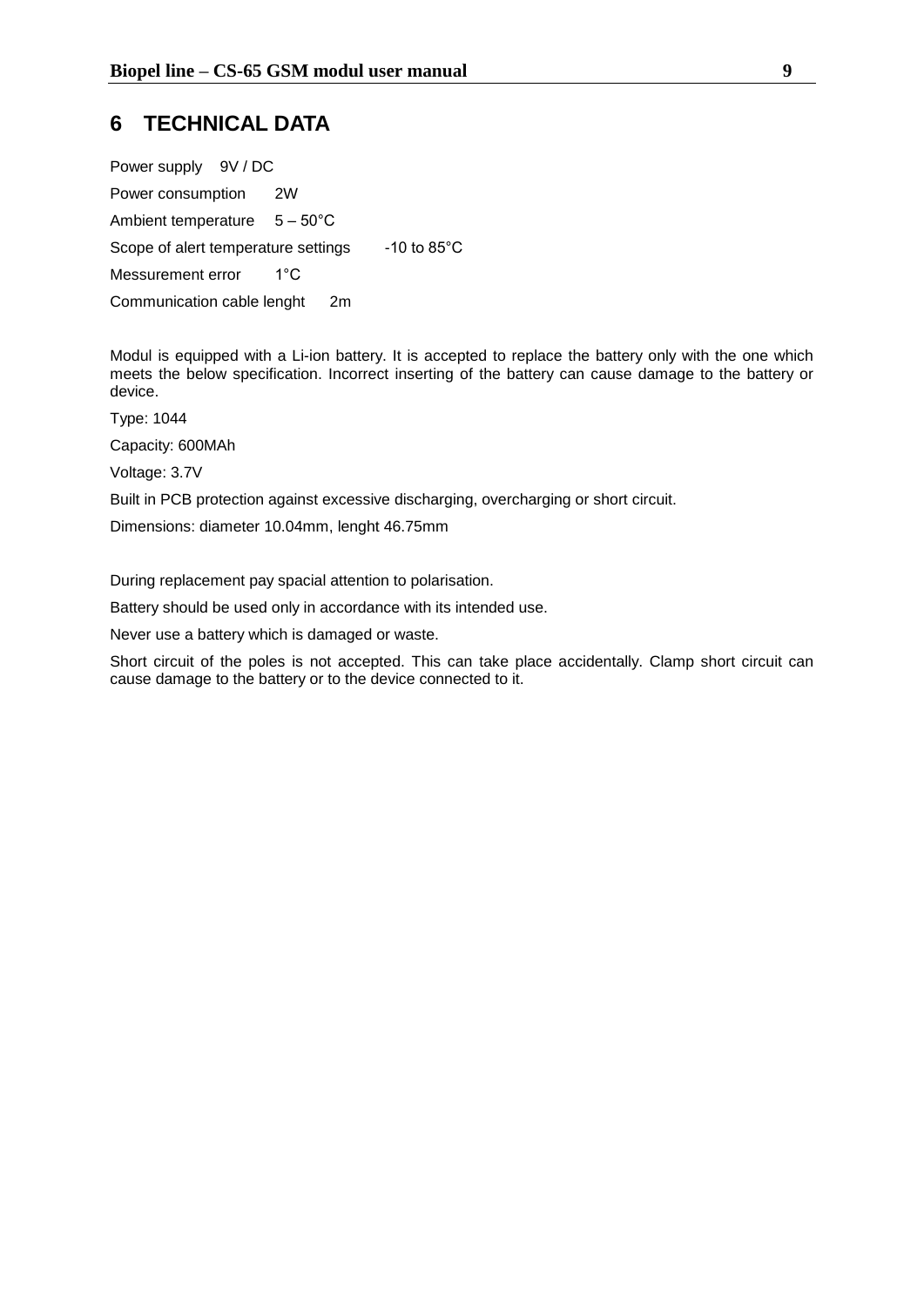# 6 TECHNICAL DATA

Power supply 9V / DC

Power consumption 2W

Ambient temperature 5 – 50°C

Scope of alert temperature settings -10 to 85°C

Messurement error 1°C

Communication cable lenght 2m

Modul is equipped with a Li-ion battery. It is accepted to replace the battery only with the one which meets the below specification. Incorrect inserting of the battery can cause damage to the battery or device.

Type: 1044

Capacity: 600MAh

Voltage: 3.7V

Built in PCB protection against excessive discharging, overcharging or short circuit.

Dimensions: diameter 10.04mm, lenght 46.75mm

During replacement pay spacial attention to polarisation.

Battery should be used only in accordance with its intended use.

Never use a battery which is damaged or waste.

Short circuit of the poles is not accepted. This can take place accidentally. Clamp short circuit can cause damage to the battery or to the device connected to it.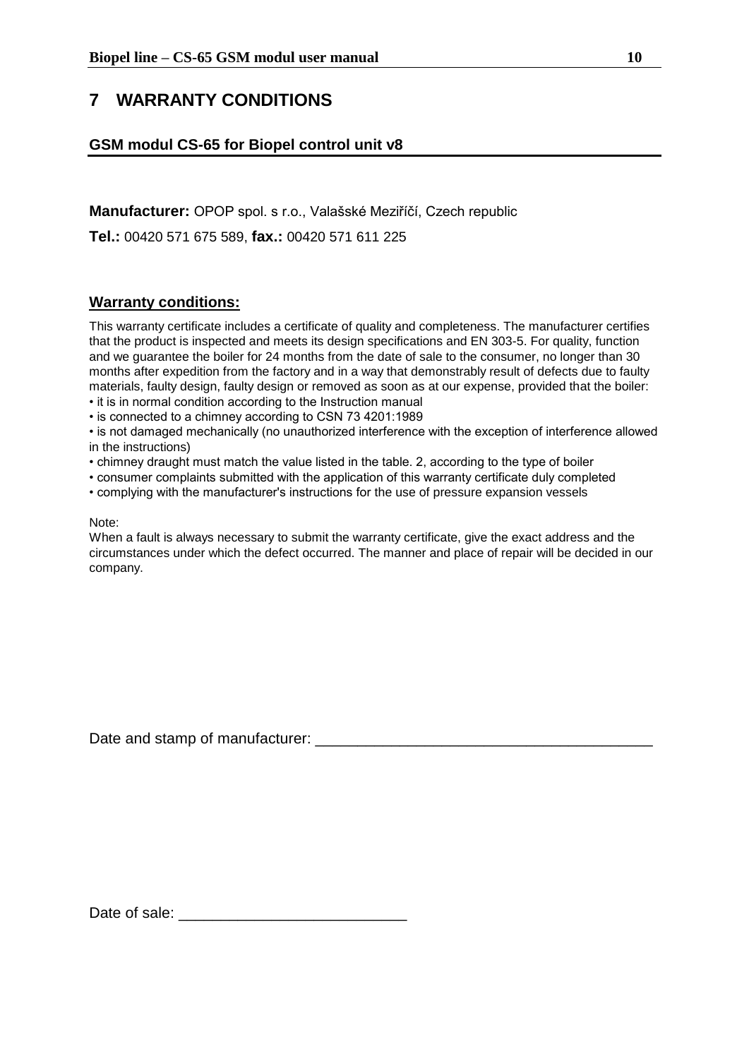# 7 WARRANTY CONDITIONS

## GSM modul CS-65 for Biopel control unit v8

**Manufacturer:** OPOP spol. s r.o., Valašské Meziříčí, Czech republic

**Tel.:** 00420 571 675 589, **fax.:** 00420 571 611 225

### Warranty conditions:

This warranty certificate includes a certificate of quality and completeness. The manufacturer certifies that the product is inspected and meets its design specifications and EN 303-5. For quality, function and we guarantee the boiler for 24 months from the date of sale to the consumer, no longer than 30 months after expedition from the factory and in a way that demonstrably result of defects due to faulty materials, faulty design, faulty design or removed as soon as at our expense, provided that the boiler:

- it is in normal condition according to the Instruction manual
- is connected to a chimney according to CSN 73 4201:1989
- is not damaged mechanically (no unauthorized interference with the exception of interference allowed in the instructions)
- chimney draught must match the value listed in the table. 2, according to the type of boiler
- consumer complaints submitted with the application of this warranty certificate duly completed
- complying with the manufacturer's instructions for the use of pressure expansion vessels

Note:
When a fault is always necessary to submit the warranty certificate, give the exact address and the circumstances under which the defect occurred. The manner and place of repair will be decided in our company.

Date and stamp of manufacturer: ________________________________________

Date of sale: ___________________________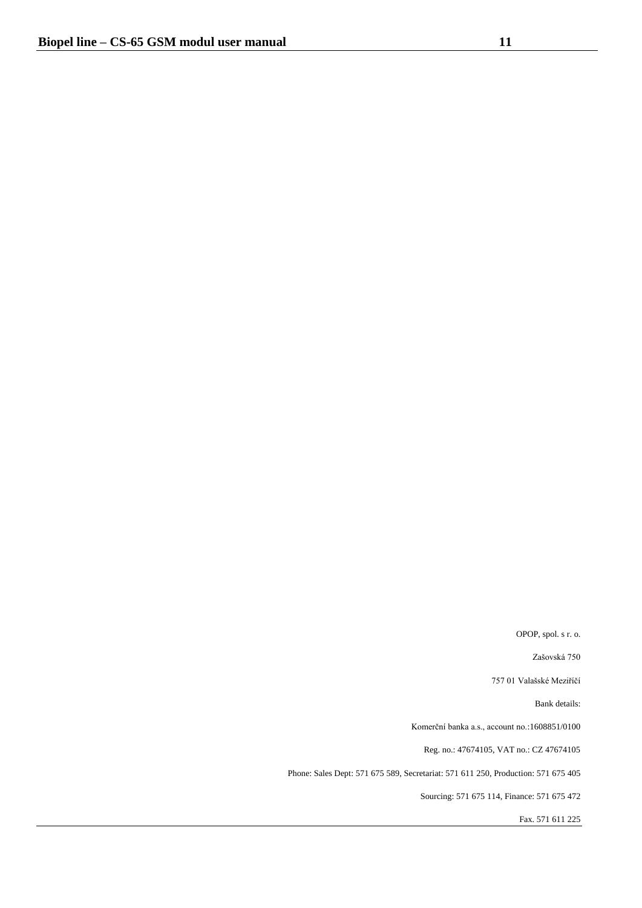OPOP, spol. s r. o.

Zašovská 750

757 01 Valašské Meziříčí

Bank details:

Komerční banka a.s., account no.:1608851/0100

Reg. no.: 47674105, VAT no.: CZ 47674105

Phone: Sales Dept: 571 675 589, Secretariat: 571 611 250, Production: 571 675 405

Sourcing: 571 675 114, Finance: 571 675 472

Fax. 571 611 225